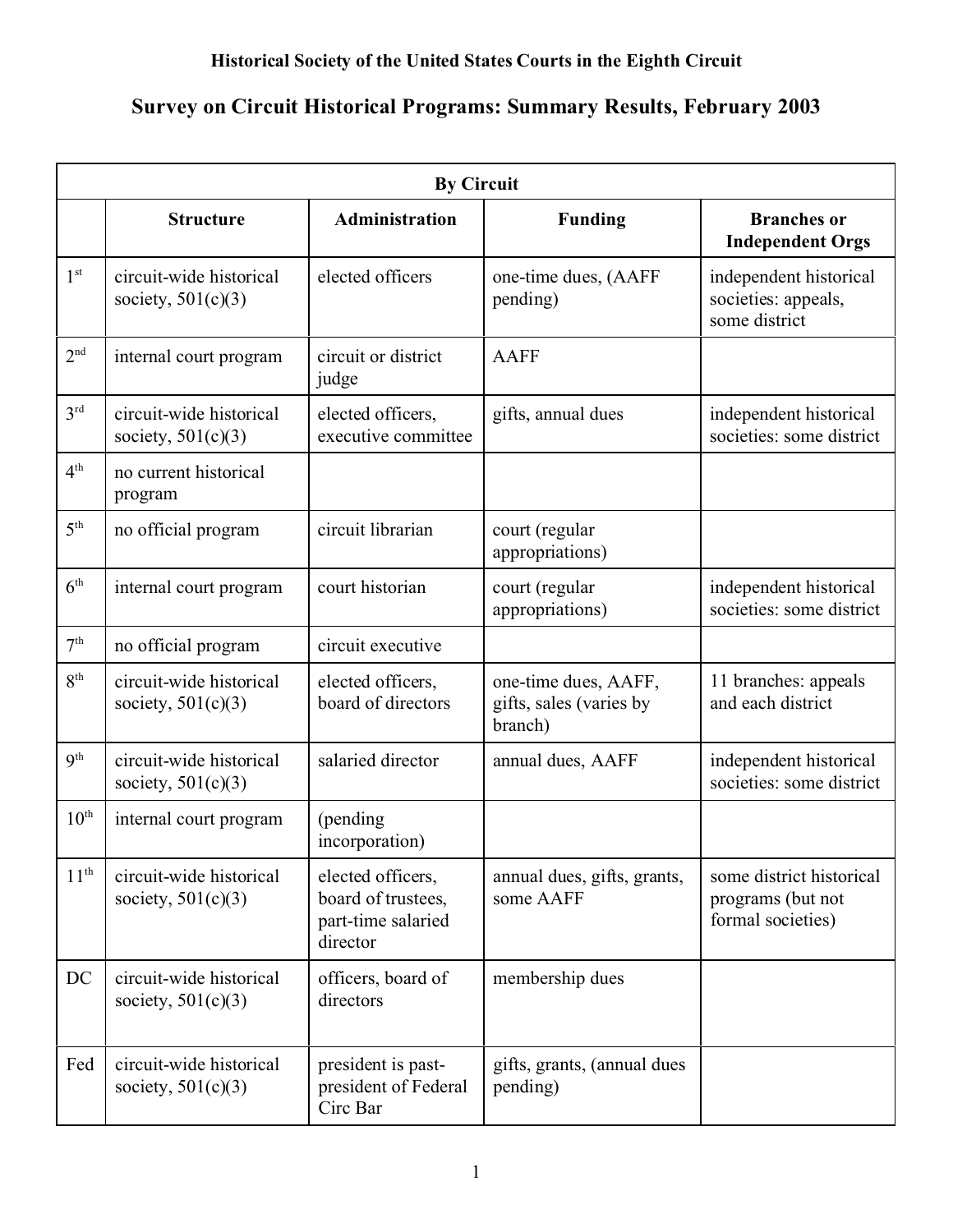**Historical Society of the United States Courts in the Eighth Circuit**

# Survey on Circuit Historical Programs: Summary Results, February 2003

| By Circuit | | | | |
|---|---|---|---|---|
| | **Structure** | **Administration** | **Funding** | **Branches or Independent Orgs** |
| 1st | circuit-wide historical society, 501(c)(3) | elected officers | one-time dues, (AAFF pending) | independent historical societies: appeals, some district |
| 2nd | internal court program | circuit or district judge | AAFF | |
| 3rd | circuit-wide historical society, 501(c)(3) | elected officers, executive committee | gifts, annual dues | independent historical societies: some district |
| 4th | no current historical program | | | |
| 5th | no official program | circuit librarian | court (regular appropriations) | |
| 6th | internal court program | court historian | court (regular appropriations) | independent historical societies: some district |
| 7th | no official program | circuit executive | | |
| 8th | circuit-wide historical society, 501(c)(3) | elected officers, board of directors | one-time dues, AAFF, gifts, sales (varies by branch) | 11 branches: appeals and each district |
| 9th | circuit-wide historical society, 501(c)(3) | salaried director | annual dues, AAFF | independent historical societies: some district |
| 10th | internal court program | (pending incorporation) | | |
| 11th | circuit-wide historical society, 501(c)(3) | elected officers, board of trustees, part-time salaried director | annual dues, gifts, grants, some AAFF | some district historical programs (but not formal societies) |
| DC | circuit-wide historical society, 501(c)(3) | officers, board of directors | membership dues | |
| Fed | circuit-wide historical society, 501(c)(3) | president is past-president of Federal Circ Bar | gifts, grants, (annual dues pending) | |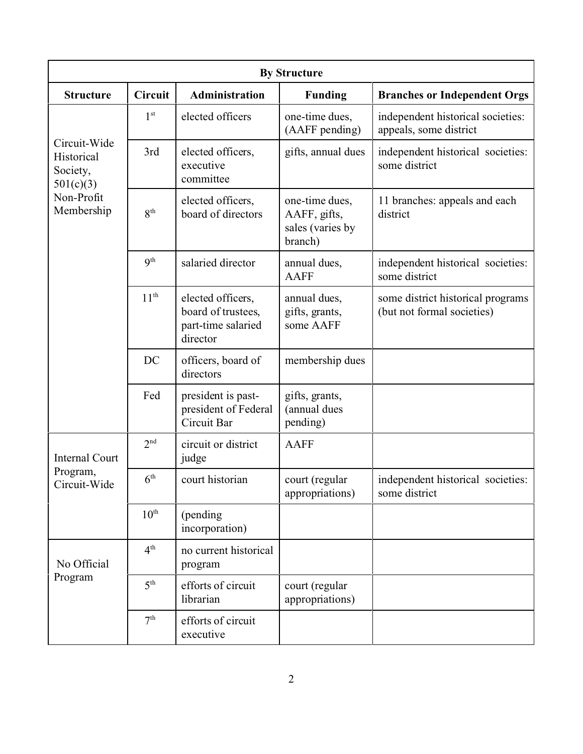| By Structure | | | | |
|---|---|---|---|---|
| **Structure** | **Circuit** | **Administration** | **Funding** | **Branches or Independent Orgs** |
| Circuit-Wide Historical Society, 501(c)(3) Non-Profit Membership | 1st | elected officers | one-time dues, (AAFF pending) | independent historical societies: appeals, some district |
| | 3rd | elected officers, executive committee | gifts, annual dues | independent historical societies: some district |
| | 8th | elected officers, board of directors | one-time dues, AAFF, gifts, sales (varies by branch) | 11 branches: appeals and each district |
| | 9th | salaried director | annual dues, AAFF | independent historical societies: some district |
| | 11th | elected officers, board of trustees, part-time salaried director | annual dues, gifts, grants, some AAFF | some district historical programs (but not formal societies) |
| | DC | officers, board of directors | membership dues | |
| | Fed | president is past-president of Federal Circuit Bar | gifts, grants, (annual dues pending) | |
| Internal Court Program, Circuit-Wide | 2nd | circuit or district judge | AAFF | |
| | 6th | court historian | court (regular appropriations) | independent historical societies: some district |
| | 10th | (pending incorporation) | | |
| No Official Program | 4th | no current historical program | | |
| | 5th | efforts of circuit librarian | court (regular appropriations) | |
| | 7th | efforts of circuit executive | | |